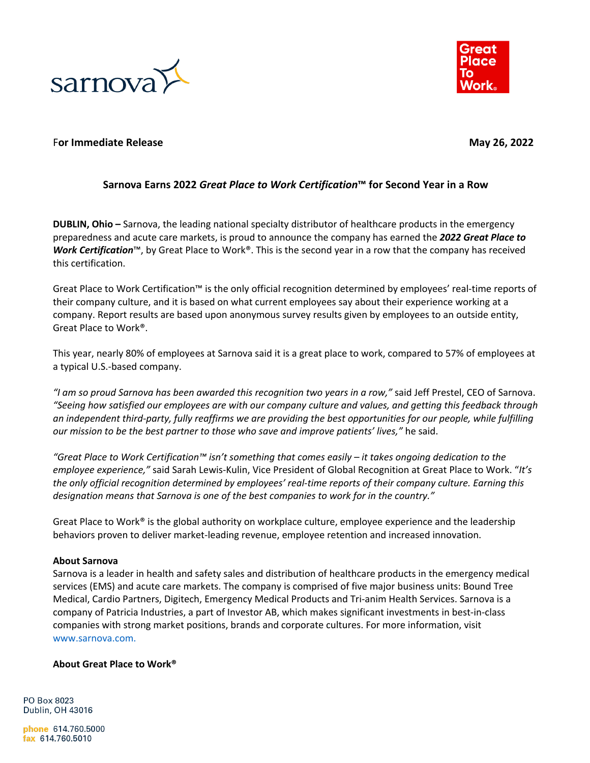**For Immediate Release** **May 26, 2022**

## Sarnova Earns 2022 *Great Place to Work Certification*™ for Second Year in a Row

**DUBLIN, Ohio –** Sarnova, the leading national specialty distributor of healthcare products in the emergency preparedness and acute care markets, is proud to announce the company has earned the ***2022 Great Place to Work Certification***™, by Great Place to Work®. This is the second year in a row that the company has received this certification.

Great Place to Work Certification™ is the only official recognition determined by employees' real-time reports of their company culture, and it is based on what current employees say about their experience working at a company. Report results are based upon anonymous survey results given by employees to an outside entity, Great Place to Work®.

This year, nearly 80% of employees at Sarnova said it is a great place to work, compared to 57% of employees at a typical U.S.-based company.

*"I am so proud Sarnova has been awarded this recognition two years in a row,"* said Jeff Prestel, CEO of Sarnova. *"Seeing how satisfied our employees are with our company culture and values, and getting this feedback through an independent third-party, fully reaffirms we are providing the best opportunities for our people, while fulfilling our mission to be the best partner to those who save and improve patients' lives,"* he said.

*"Great Place to Work Certification™ isn't something that comes easily – it takes ongoing dedication to the employee experience,"* said Sarah Lewis-Kulin, Vice President of Global Recognition at Great Place to Work. "*It's the only official recognition determined by employees' real-time reports of their company culture. Earning this designation means that Sarnova is one of the best companies to work for in the country."*

Great Place to Work® is the global authority on workplace culture, employee experience and the leadership behaviors proven to deliver market-leading revenue, employee retention and increased innovation.

**About Sarnova**

Sarnova is a leader in health and safety sales and distribution of healthcare products in the emergency medical services (EMS) and acute care markets. The company is comprised of five major business units: Bound Tree Medical, Cardio Partners, Digitech, Emergency Medical Products and Tri-anim Health Services. Sarnova is a company of Patricia Industries, a part of Investor AB, which makes significant investments in best-in-class companies with strong market positions, brands and corporate cultures. For more information, visit www.sarnova.com.

**About Great Place to Work®**

PO Box 8023
Dublin, OH 43016

phone 614.760.5000
fax 614.760.5010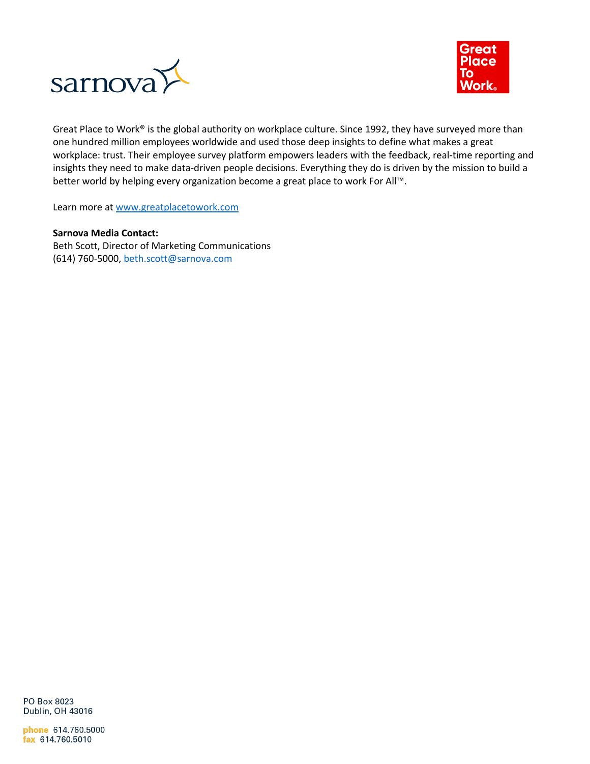Great Place to Work® is the global authority on workplace culture. Since 1992, they have surveyed more than one hundred million employees worldwide and used those deep insights to define what makes a great workplace: trust. Their employee survey platform empowers leaders with the feedback, real-time reporting and insights they need to make data-driven people decisions. Everything they do is driven by the mission to build a better world by helping every organization become a great place to work For All™.

Learn more at www.greatplacetowork.com

**Sarnova Media Contact:**
Beth Scott, Director of Marketing Communications
(614) 760-5000, beth.scott@sarnova.com

PO Box 8023
Dublin, OH 43016

phone 614.760.5000
fax 614.760.5010